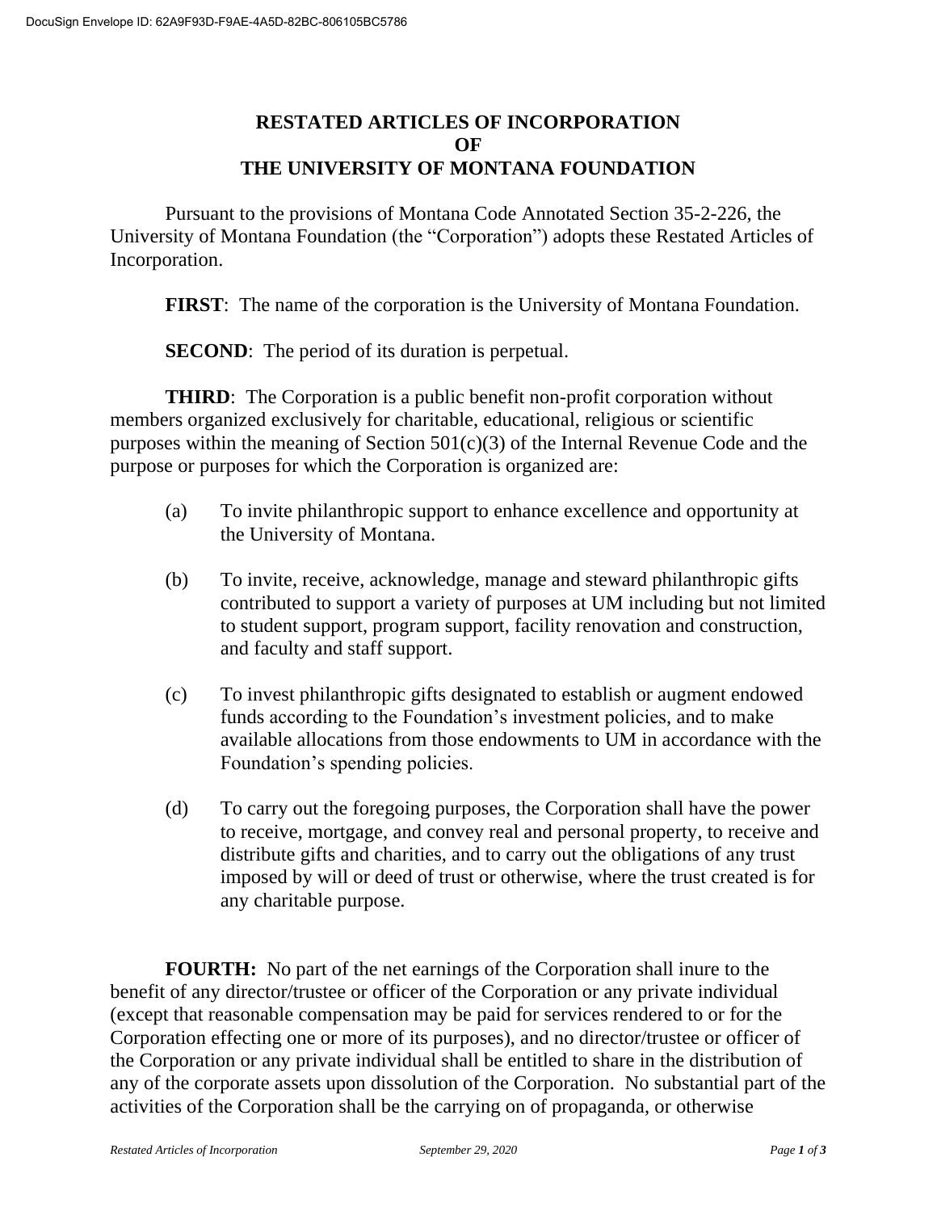# RESTATED ARTICLES OF INCORPORATION OF THE UNIVERSITY OF MONTANA FOUNDATION

Pursuant to the provisions of Montana Code Annotated Section 35-2-226, the University of Montana Foundation (the "Corporation") adopts these Restated Articles of Incorporation.

**FIRST**: The name of the corporation is the University of Montana Foundation.

**SECOND**: The period of its duration is perpetual.

**THIRD**: The Corporation is a public benefit non-profit corporation without members organized exclusively for charitable, educational, religious or scientific purposes within the meaning of Section 501(c)(3) of the Internal Revenue Code and the purpose or purposes for which the Corporation is organized are:

(a) To invite philanthropic support to enhance excellence and opportunity at the University of Montana.

(b) To invite, receive, acknowledge, manage and steward philanthropic gifts contributed to support a variety of purposes at UM including but not limited to student support, program support, facility renovation and construction, and faculty and staff support.

(c) To invest philanthropic gifts designated to establish or augment endowed funds according to the Foundation's investment policies, and to make available allocations from those endowments to UM in accordance with the Foundation's spending policies.

(d) To carry out the foregoing purposes, the Corporation shall have the power to receive, mortgage, and convey real and personal property, to receive and distribute gifts and charities, and to carry out the obligations of any trust imposed by will or deed of trust or otherwise, where the trust created is for any charitable purpose.

**FOURTH:** No part of the net earnings of the Corporation shall inure to the benefit of any director/trustee or officer of the Corporation or any private individual (except that reasonable compensation may be paid for services rendered to or for the Corporation effecting one or more of its purposes), and no director/trustee or officer of the Corporation or any private individual shall be entitled to share in the distribution of any of the corporate assets upon dissolution of the Corporation. No substantial part of the activities of the Corporation shall be the carrying on of propaganda, or otherwise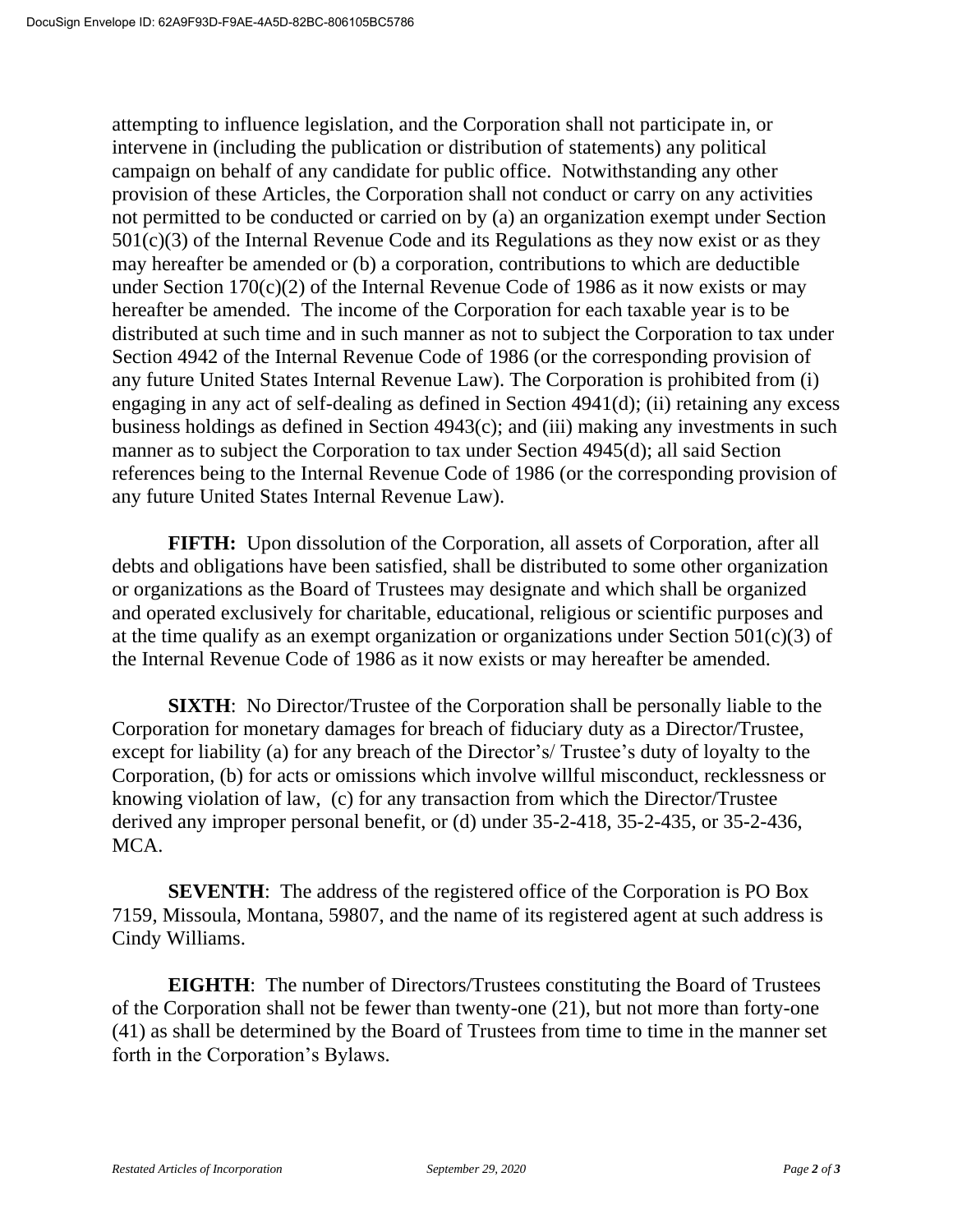attempting to influence legislation, and the Corporation shall not participate in, or intervene in (including the publication or distribution of statements) any political campaign on behalf of any candidate for public office. Notwithstanding any other provision of these Articles, the Corporation shall not conduct or carry on any activities not permitted to be conducted or carried on by (a) an organization exempt under Section 501(c)(3) of the Internal Revenue Code and its Regulations as they now exist or as they may hereafter be amended or (b) a corporation, contributions to which are deductible under Section 170(c)(2) of the Internal Revenue Code of 1986 as it now exists or may hereafter be amended. The income of the Corporation for each taxable year is to be distributed at such time and in such manner as not to subject the Corporation to tax under Section 4942 of the Internal Revenue Code of 1986 (or the corresponding provision of any future United States Internal Revenue Law). The Corporation is prohibited from (i) engaging in any act of self-dealing as defined in Section 4941(d); (ii) retaining any excess business holdings as defined in Section 4943(c); and (iii) making any investments in such manner as to subject the Corporation to tax under Section 4945(d); all said Section references being to the Internal Revenue Code of 1986 (or the corresponding provision of any future United States Internal Revenue Law).

**FIFTH:** Upon dissolution of the Corporation, all assets of Corporation, after all debts and obligations have been satisfied, shall be distributed to some other organization or organizations as the Board of Trustees may designate and which shall be organized and operated exclusively for charitable, educational, religious or scientific purposes and at the time qualify as an exempt organization or organizations under Section 501(c)(3) of the Internal Revenue Code of 1986 as it now exists or may hereafter be amended.

**SIXTH**: No Director/Trustee of the Corporation shall be personally liable to the Corporation for monetary damages for breach of fiduciary duty as a Director/Trustee, except for liability (a) for any breach of the Director's/ Trustee's duty of loyalty to the Corporation, (b) for acts or omissions which involve willful misconduct, recklessness or knowing violation of law, (c) for any transaction from which the Director/Trustee derived any improper personal benefit, or (d) under 35-2-418, 35-2-435, or 35-2-436, MCA.

**SEVENTH**: The address of the registered office of the Corporation is PO Box 7159, Missoula, Montana, 59807, and the name of its registered agent at such address is Cindy Williams.

**EIGHTH**: The number of Directors/Trustees constituting the Board of Trustees of the Corporation shall not be fewer than twenty-one (21), but not more than forty-one (41) as shall be determined by the Board of Trustees from time to time in the manner set forth in the Corporation's Bylaws.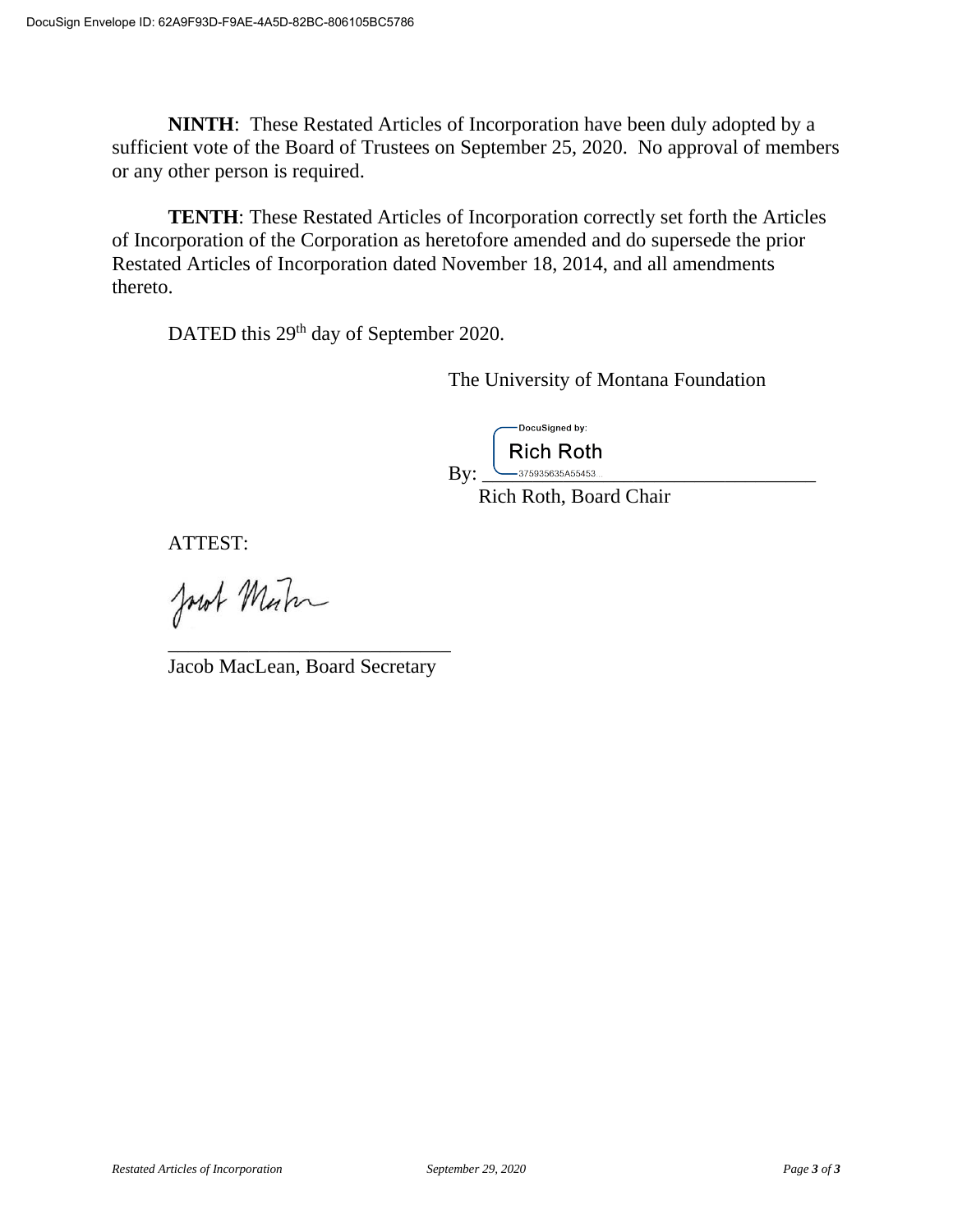**NINTH**: These Restated Articles of Incorporation have been duly adopted by a sufficient vote of the Board of Trustees on September 25, 2020. No approval of members or any other person is required.

**TENTH**: These Restated Articles of Incorporation correctly set forth the Articles of Incorporation of the Corporation as heretofore amended and do supersede the prior Restated Articles of Incorporation dated November 18, 2014, and all amendments thereto.

DATED this 29th day of September 2020.

The University of Montana Foundation

DocuSigned by:
Rich Roth
375935635A55453...

By: ______________________________
Rich Roth, Board Chair

ATTEST:

______________________________
Jacob MacLean, Board Secretary